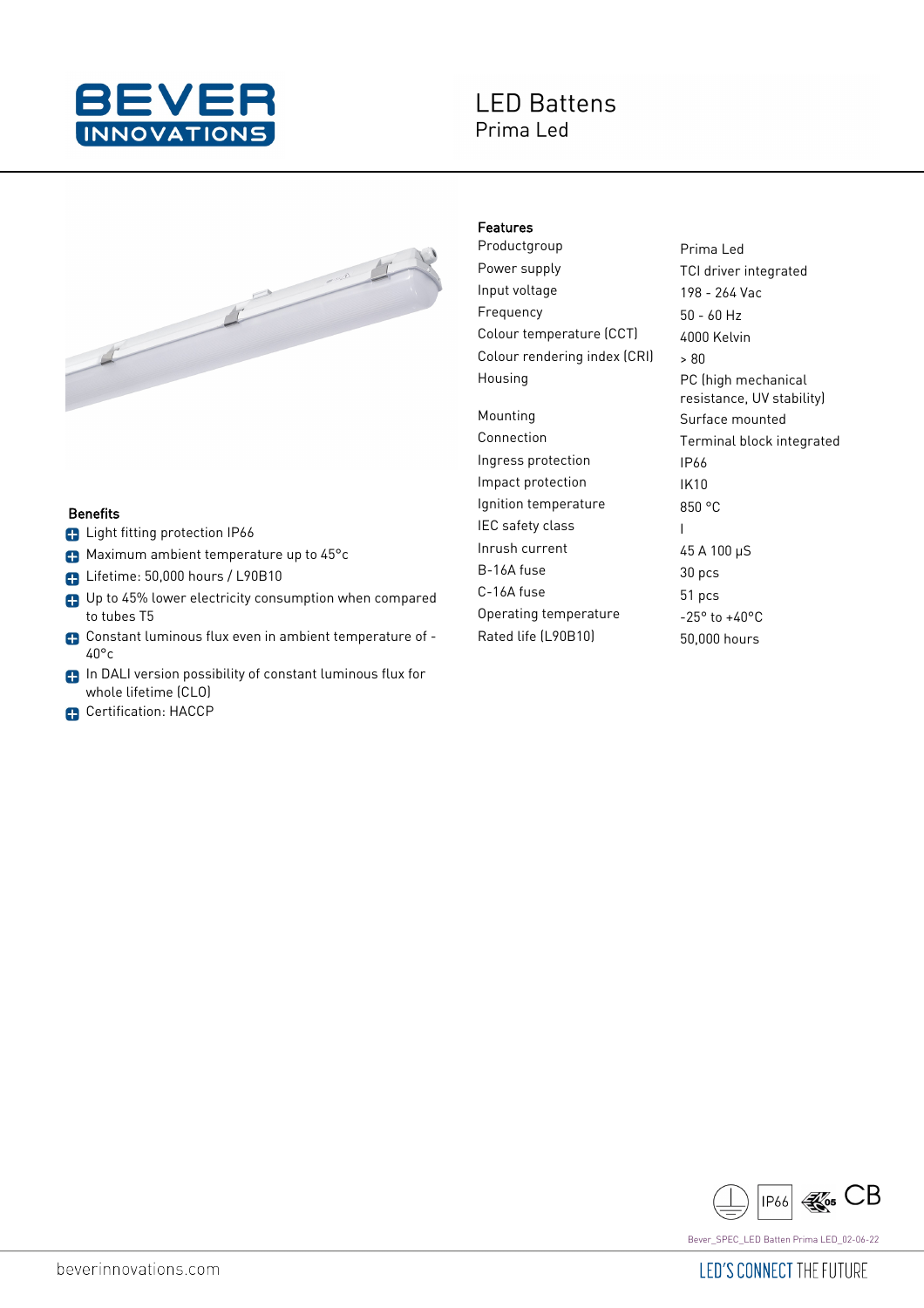# LED Battens

## Prima Led

### Benefits

- Light fitting protection IP66
- Maximum ambient temperature up to 45°c
- Lifetime: 50,000 hours / L90B10
- Up to 45% lower electricity consumption when compared to tubes T5
- Constant luminous flux even in ambient temperature of -40°c
- In DALI version possibility of constant luminous flux for whole lifetime (CLO)
- Certification: HACCP

### Features

| | |
|---|---|
| Productgroup | Prima Led |
| Power supply | TCI driver integrated |
| Input voltage | 198 - 264 Vac |
| Frequency | 50 - 60 Hz |
| Colour temperature (CCT) | 4000 Kelvin |
| Colour rendering index (CRI) | > 80 |
| Housing | PC (high mechanical resistance, UV stability) |
| Mounting | Surface mounted |
| Connection | Terminal block integrated |
| Ingress protection | IP66 |
| Impact protection | IK10 |
| Ignition temperature | 850 °C |
| IEC safety class | I |
| Inrush current | 45 A 100 μS |
| B-16A fuse | 30 pcs |
| C-16A fuse | 51 pcs |
| Operating temperature | -25° to +40°C |
| Rated life (L90B10) | 50,000 hours |

IP66 CB

Bever_SPEC_LED Batten Prima LED_02-06-22

beverinnovations.com

LED'S CONNECT THE FUTURE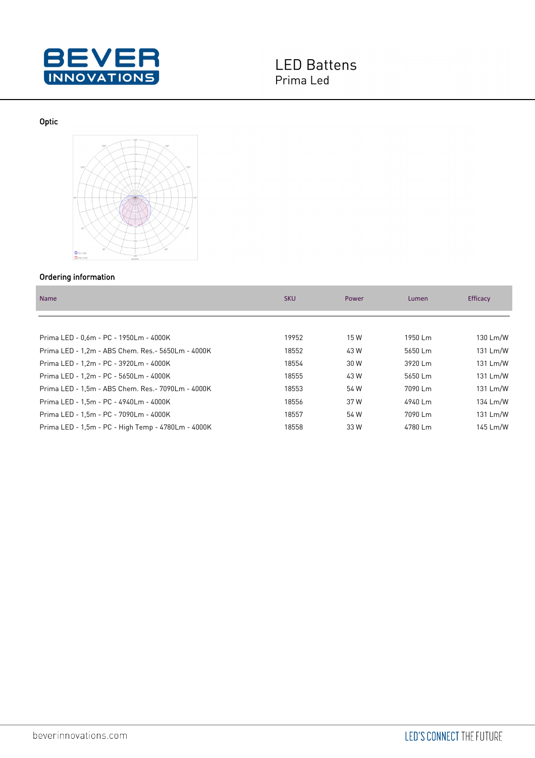## Optic

## Ordering information

| Name | SKU | Power | Lumen | Efficacy |
|---|---|---|---|---|
| Prima LED - 0,6m - PC - 1950Lm - 4000K | 19952 | 15 W | 1950 Lm | 130 Lm/W |
| Prima LED - 1,2m - ABS Chem. Res.- 5650Lm - 4000K | 18552 | 43 W | 5650 Lm | 131 Lm/W |
| Prima LED - 1,2m - PC - 3920Lm - 4000K | 18554 | 30 W | 3920 Lm | 131 Lm/W |
| Prima LED - 1,2m - PC - 5650Lm - 4000K | 18555 | 43 W | 5650 Lm | 131 Lm/W |
| Prima LED - 1,5m - ABS Chem. Res.- 7090Lm - 4000K | 18553 | 54 W | 7090 Lm | 131 Lm/W |
| Prima LED - 1,5m - PC - 4940Lm - 4000K | 18556 | 37 W | 4940 Lm | 134 Lm/W |
| Prima LED - 1,5m - PC - 7090Lm - 4000K | 18557 | 54 W | 7090 Lm | 131 Lm/W |
| Prima LED - 1,5m - PC - High Temp - 4780Lm - 4000K | 18558 | 33 W | 4780 Lm | 145 Lm/W |